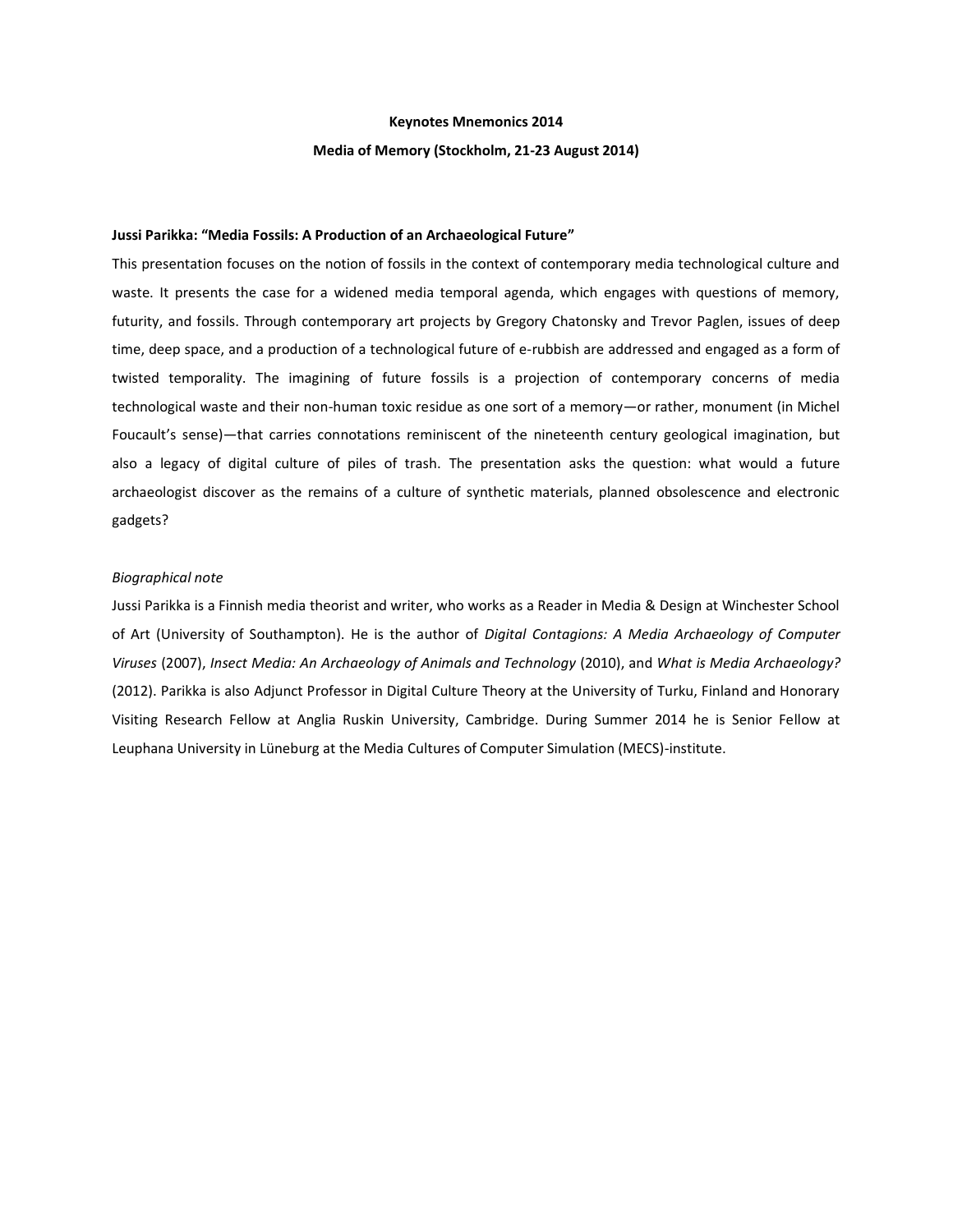**Keynotes Mnemonics 2014**

**Media of Memory (Stockholm, 21-23 August 2014)**

**Jussi Parikka: "Media Fossils: A Production of an Archaeological Future"**

This presentation focuses on the notion of fossils in the context of contemporary media technological culture and waste. It presents the case for a widened media temporal agenda, which engages with questions of memory, futurity, and fossils. Through contemporary art projects by Gregory Chatonsky and Trevor Paglen, issues of deep time, deep space, and a production of a technological future of e-rubbish are addressed and engaged as a form of twisted temporality. The imagining of future fossils is a projection of contemporary concerns of media technological waste and their non-human toxic residue as one sort of a memory—or rather, monument (in Michel Foucault's sense)—that carries connotations reminiscent of the nineteenth century geological imagination, but also a legacy of digital culture of piles of trash. The presentation asks the question: what would a future archaeologist discover as the remains of a culture of synthetic materials, planned obsolescence and electronic gadgets?

*Biographical note*

Jussi Parikka is a Finnish media theorist and writer, who works as a Reader in Media & Design at Winchester School of Art (University of Southampton). He is the author of *Digital Contagions: A Media Archaeology of Computer Viruses* (2007), *Insect Media: An Archaeology of Animals and Technology* (2010), and *What is Media Archaeology?* (2012). Parikka is also Adjunct Professor in Digital Culture Theory at the University of Turku, Finland and Honorary Visiting Research Fellow at Anglia Ruskin University, Cambridge. During Summer 2014 he is Senior Fellow at Leuphana University in Lüneburg at the Media Cultures of Computer Simulation (MECS)-institute.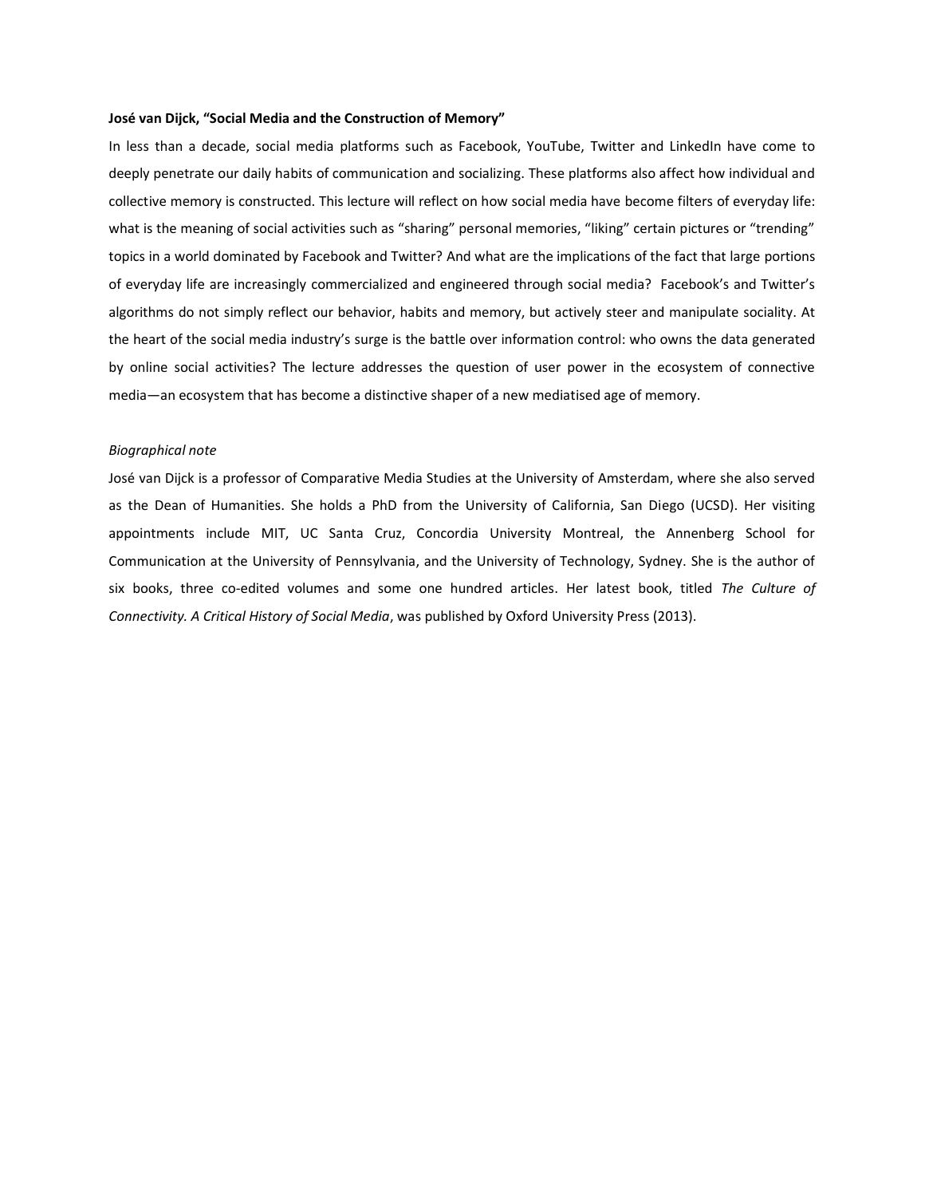**José van Dijck, "Social Media and the Construction of Memory"**

In less than a decade, social media platforms such as Facebook, YouTube, Twitter and LinkedIn have come to deeply penetrate our daily habits of communication and socializing. These platforms also affect how individual and collective memory is constructed. This lecture will reflect on how social media have become filters of everyday life: what is the meaning of social activities such as "sharing" personal memories, "liking" certain pictures or "trending" topics in a world dominated by Facebook and Twitter? And what are the implications of the fact that large portions of everyday life are increasingly commercialized and engineered through social media? Facebook's and Twitter's algorithms do not simply reflect our behavior, habits and memory, but actively steer and manipulate sociality. At the heart of the social media industry's surge is the battle over information control: who owns the data generated by online social activities? The lecture addresses the question of user power in the ecosystem of connective media—an ecosystem that has become a distinctive shaper of a new mediatised age of memory.

*Biographical note*

José van Dijck is a professor of Comparative Media Studies at the University of Amsterdam, where she also served as the Dean of Humanities. She holds a PhD from the University of California, San Diego (UCSD). Her visiting appointments include MIT, UC Santa Cruz, Concordia University Montreal, the Annenberg School for Communication at the University of Pennsylvania, and the University of Technology, Sydney. She is the author of six books, three co-edited volumes and some one hundred articles. Her latest book, titled *The Culture of Connectivity. A Critical History of Social Media*, was published by Oxford University Press (2013).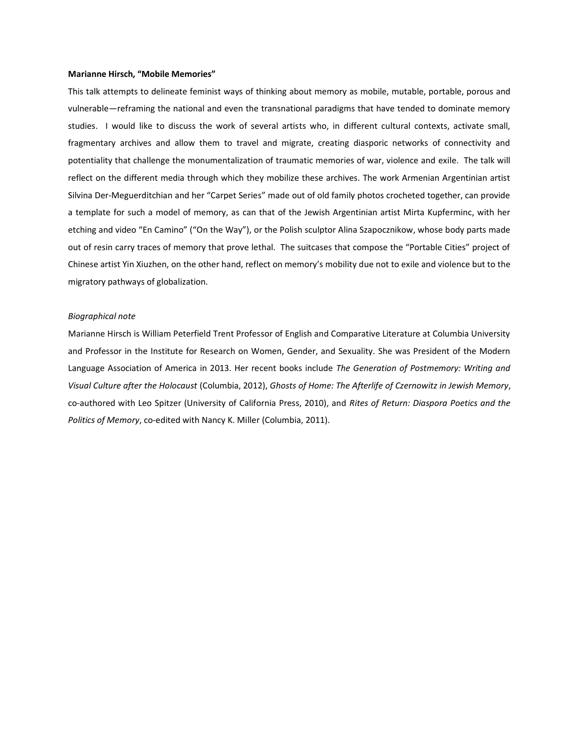**Marianne Hirsch, "Mobile Memories"**

This talk attempts to delineate feminist ways of thinking about memory as mobile, mutable, portable, porous and vulnerable—reframing the national and even the transnational paradigms that have tended to dominate memory studies. I would like to discuss the work of several artists who, in different cultural contexts, activate small, fragmentary archives and allow them to travel and migrate, creating diasporic networks of connectivity and potentiality that challenge the monumentalization of traumatic memories of war, violence and exile. The talk will reflect on the different media through which they mobilize these archives. The work Armenian Argentinian artist Silvina Der-Meguerditchian and her "Carpet Series" made out of old family photos crocheted together, can provide a template for such a model of memory, as can that of the Jewish Argentinian artist Mirta Kupferminc, with her etching and video "En Camino" ("On the Way"), or the Polish sculptor Alina Szapocznikow, whose body parts made out of resin carry traces of memory that prove lethal. The suitcases that compose the "Portable Cities" project of Chinese artist Yin Xiuzhen, on the other hand, reflect on memory's mobility due not to exile and violence but to the migratory pathways of globalization.

*Biographical note*

Marianne Hirsch is William Peterfield Trent Professor of English and Comparative Literature at Columbia University and Professor in the Institute for Research on Women, Gender, and Sexuality. She was President of the Modern Language Association of America in 2013. Her recent books include *The Generation of Postmemory: Writing and Visual Culture after the Holocaust* (Columbia, 2012), *Ghosts of Home: The Afterlife of Czernowitz in Jewish Memory*, co-authored with Leo Spitzer (University of California Press, 2010), and *Rites of Return: Diaspora Poetics and the Politics of Memory*, co-edited with Nancy K. Miller (Columbia, 2011).